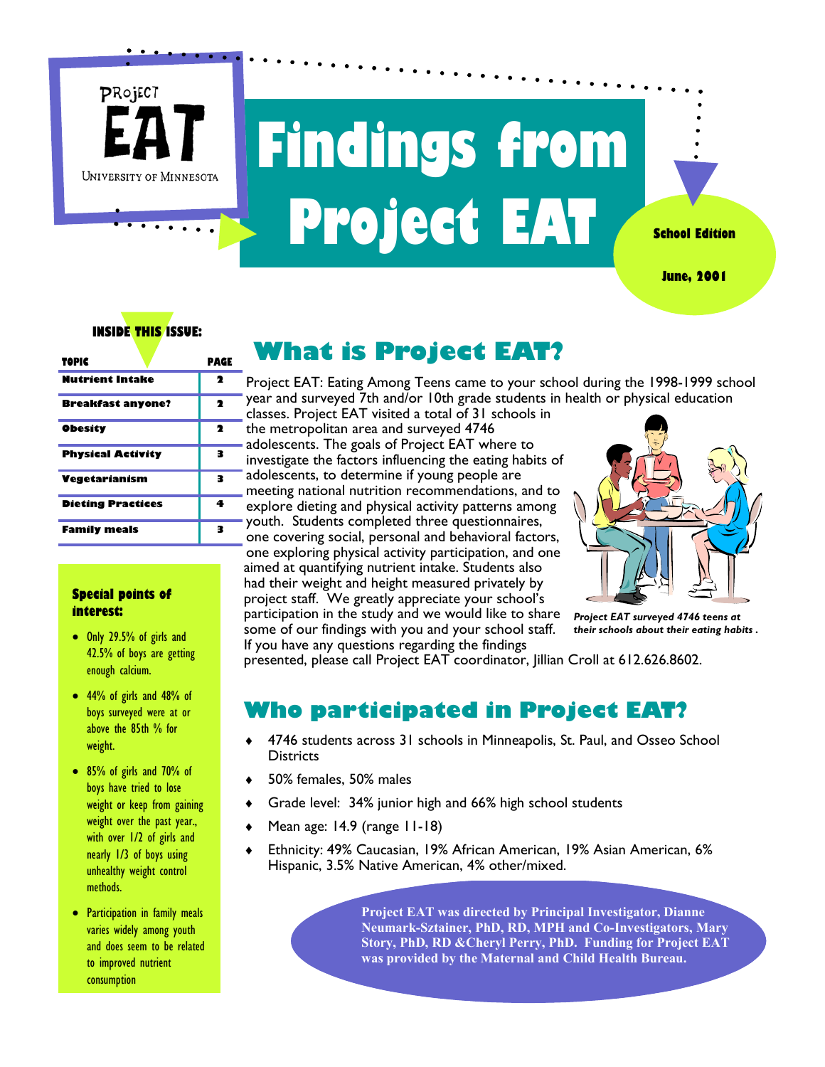PROJECT EAT
UNIVERSITY OF MINNESOTA

# Findings from Project EAT

**School Edition**

**June, 2001**

**INSIDE THIS ISSUE:**

| TOPIC | PAGE |
|---|---|
| Nutrient Intake | 2 |
| Breakfast anyone? | 2 |
| Obesity | 2 |
| Physical Activity | 3 |
| Vegetarianism | 3 |
| Dieting Practices | 4 |
| Family meals | 3 |

**Special points of interest:**

- Only 29.5% of girls and 42.5% of boys are getting enough calcium.
- 44% of girls and 48% of boys surveyed were at or above the 85th % for weight.
- 85% of girls and 70% of boys have tried to lose weight or keep from gaining weight over the past year., with over 1/2 of girls and nearly 1/3 of boys using unhealthy weight control methods.
- Participation in family meals varies widely among youth and does seem to be related to improved nutrient consumption

## What is Project EAT?

Project EAT: Eating Among Teens came to your school during the 1998-1999 school year and surveyed 7th and/or 10th grade students in health or physical education classes. Project EAT visited a total of 31 schools in the metropolitan area and surveyed 4746 adolescents. The goals of Project EAT where to investigate the factors influencing the eating habits of adolescents, to determine if young people are meeting national nutrition recommendations, and to explore dieting and physical activity patterns among youth. Students completed three questionnaires, one covering social, personal and behavioral factors, one exploring physical activity participation, and one aimed at quantifying nutrient intake. Students also had their weight and height measured privately by project staff. We greatly appreciate your school's participation in the study and we would like to share some of our findings with you and your school staff. If you have any questions regarding the findings presented, please call Project EAT coordinator, Jillian Croll at 612.626.8602.

*Project EAT surveyed 4746 teens at their schools about their eating habits .*

## Who participated in Project EAT?

- 4746 students across 31 schools in Minneapolis, St. Paul, and Osseo School Districts
- 50% females, 50% males
- Grade level: 34% junior high and 66% high school students
- Mean age: 14.9 (range 11-18)
- Ethnicity: 49% Caucasian, 19% African American, 19% Asian American, 6% Hispanic, 3.5% Native American, 4% other/mixed.

**Project EAT was directed by Principal Investigator, Dianne Neumark-Sztainer, PhD, RD, MPH and Co-Investigators, Mary Story, PhD, RD &Cheryl Perry, PhD. Funding for Project EAT was provided by the Maternal and Child Health Bureau.**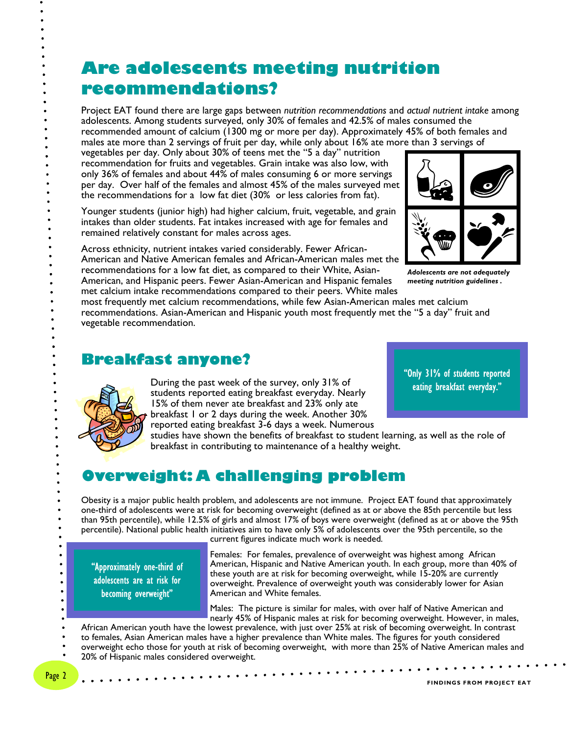# Are adolescents meeting nutrition recommendations?

Project EAT found there are large gaps between *nutrition recommendations* and *actual nutrient intake* among adolescents. Among students surveyed, only 30% of females and 42.5% of males consumed the recommended amount of calcium (1300 mg or more per day). Approximately 45% of both females and males ate more than 2 servings of fruit per day, while only about 16% ate more than 3 servings of vegetables per day. Only about 30% of teens met the "5 a day" nutrition recommendation for fruits and vegetables. Grain intake was also low, with only 36% of females and about 44% of males consuming 6 or more servings per day. Over half of the females and almost 45% of the males surveyed met the recommendations for a low fat diet (30% or less calories from fat).

Younger students (junior high) had higher calcium, fruit, vegetable, and grain intakes than older students. Fat intakes increased with age for females and remained relatively constant for males across ages.

Across ethnicity, nutrient intakes varied considerably. Fewer African-American and Native American females and African-American males met the recommendations for a low fat diet, as compared to their White, Asian-American, and Hispanic peers. Fewer Asian-American and Hispanic females met calcium intake recommendations compared to their peers. White males most frequently met calcium recommendations, while few Asian-American males met calcium recommendations. Asian-American and Hispanic youth most frequently met the "5 a day" fruit and vegetable recommendation.

***Adolescents are not adequately meeting nutrition guidelines .***

## Breakfast anyone?

During the past week of the survey, only 31% of students reported eating breakfast everyday. Nearly 15% of them never ate breakfast and 23% only ate breakfast 1 or 2 days during the week. Another 30% reported eating breakfast 3-6 days a week. Numerous studies have shown the benefits of breakfast to student learning, as well as the role of breakfast in contributing to maintenance of a healthy weight.

> "Only 31% of students reported eating breakfast everyday."

## Overweight: A challenging problem

Obesity is a major public health problem, and adolescents are not immune. Project EAT found that approximately one-third of adolescents were at risk for becoming overweight (defined as at or above the 85th percentile but less than 95th percentile), while 12.5% of girls and almost 17% of boys were overweight (defined as at or above the 95th percentile). National public health initiatives aim to have only 5% of adolescents over the 95th percentile, so the current figures indicate much work is needed.

> "Approximately one-third of adolescents are at risk for becoming overweight"

Females: For females, prevalence of overweight was highest among African American, Hispanic and Native American youth. In each group, more than 40% of these youth are at risk for becoming overweight, while 15-20% are currently overweight. Prevalence of overweight youth was considerably lower for Asian American and White females.

Males: The picture is similar for males, with over half of Native American and nearly 45% of Hispanic males at risk for becoming overweight. However, in males, African American youth have the lowest prevalence, with just over 25% at risk of becoming overweight. In contrast to females, Asian American males have a higher prevalence than White males. The figures for youth considered overweight echo those for youth at risk of becoming overweight, with more than 25% of Native American males and 20% of Hispanic males considered overweight.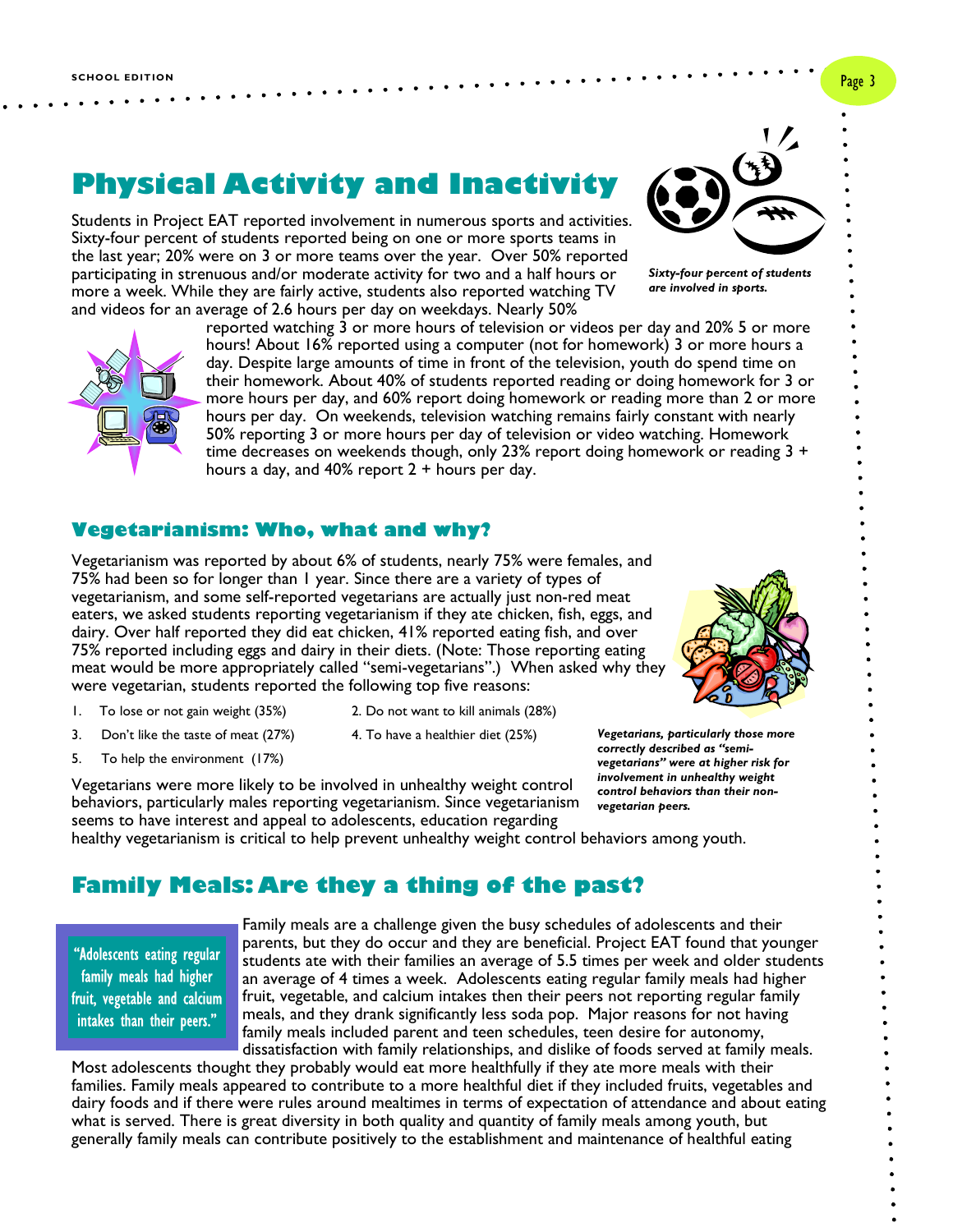# Physical Activity and Inactivity

Students in Project EAT reported involvement in numerous sports and activities. Sixty-four percent of students reported being on one or more sports teams in the last year; 20% were on 3 or more teams over the year. Over 50% reported participating in strenuous and/or moderate activity for two and a half hours or more a week. While they are fairly active, students also reported watching TV and videos for an average of 2.6 hours per day on weekdays. Nearly 50% reported watching 3 or more hours of television or videos per day and 20% 5 or more hours! About 16% reported using a computer (not for homework) 3 or more hours a day. Despite large amounts of time in front of the television, youth do spend time on their homework. About 40% of students reported reading or doing homework for 3 or more hours per day, and 60% report doing homework or reading more than 2 or more hours per day. On weekends, television watching remains fairly constant with nearly 50% reporting 3 or more hours per day of television or video watching. Homework time decreases on weekends though, only 23% report doing homework or reading 3 + hours a day, and 40% report 2 + hours per day.

*Sixty-four percent of students are involved in sports.*

## Vegetarianism: Who, what and why?

Vegetarianism was reported by about 6% of students, nearly 75% were females, and 75% had been so for longer than 1 year. Since there are a variety of types of vegetarianism, and some self-reported vegetarians are actually just non-red meat eaters, we asked students reporting vegetarianism if they ate chicken, fish, eggs, and dairy. Over half reported they did eat chicken, 41% reported eating fish, and over 75% reported including eggs and dairy in their diets. (Note: Those reporting eating meat would be more appropriately called "semi-vegetarians".) When asked why they were vegetarian, students reported the following top five reasons:

1. To lose or not gain weight (35%)
2. Do not want to kill animals (28%)
3. Don't like the taste of meat (27%)
4. To have a healthier diet (25%)
5. To help the environment (17%)

Vegetarians were more likely to be involved in unhealthy weight control behaviors, particularly males reporting vegetarianism. Since vegetarianism seems to have interest and appeal to adolescents, education regarding healthy vegetarianism is critical to help prevent unhealthy weight control behaviors among youth.

***Vegetarians, particularly those more correctly described as "semi-vegetarians" were at higher risk for involvement in unhealthy weight control behaviors than their non-vegetarian peers.***

## Family Meals: Are they a thing of the past?

> "Adolescents eating regular family meals had higher fruit, vegetable and calcium intakes than their peers."

Family meals are a challenge given the busy schedules of adolescents and their parents, but they do occur and they are beneficial. Project EAT found that younger students ate with their families an average of 5.5 times per week and older students an average of 4 times a week. Adolescents eating regular family meals had higher fruit, vegetable, and calcium intakes then their peers not reporting regular family meals, and they drank significantly less soda pop. Major reasons for not having family meals included parent and teen schedules, teen desire for autonomy, dissatisfaction with family relationships, and dislike of foods served at family meals. Most adolescents thought they probably would eat more healthfully if they ate more meals with their families. Family meals appeared to contribute to a more healthful diet if they included fruits, vegetables and dairy foods and if there were rules around mealtimes in terms of expectation of attendance and about eating what is served. There is great diversity in both quality and quantity of family meals among youth, but generally family meals can contribute positively to the establishment and maintenance of healthful eating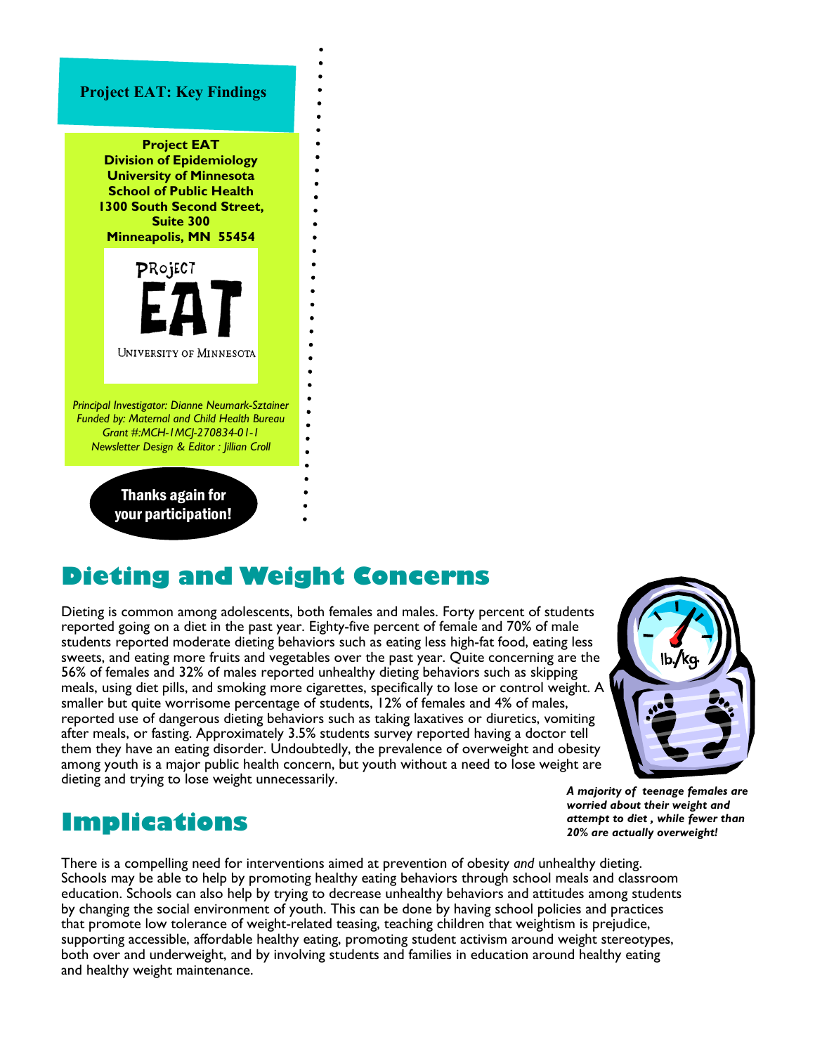## Project EAT: Key Findings

**Project EAT**
**Division of Epidemiology**
**University of Minnesota**
**School of Public Health**
**1300 South Second Street,**
**Suite 300**
**Minneapolis, MN 55454**

PROJECT EAT
UNIVERSITY OF MINNESOTA

*Principal Investigator: Dianne Neumark-Sztainer*
*Funded by: Maternal and Child Health Bureau*
*Grant #:MCH-1MCJ-270834-01-1*
*Newsletter Design & Editor : Jillian Croll*

**Thanks again for your participation!**

# Dieting and Weight Concerns

Dieting is common among adolescents, both females and males. Forty percent of students reported going on a diet in the past year. Eighty-five percent of female and 70% of male students reported moderate dieting behaviors such as eating less high-fat food, eating less sweets, and eating more fruits and vegetables over the past year. Quite concerning are the 56% of females and 32% of males reported unhealthy dieting behaviors such as skipping meals, using diet pills, and smoking more cigarettes, specifically to lose or control weight. A smaller but quite worrisome percentage of students, 12% of females and 4% of males, reported use of dangerous dieting behaviors such as taking laxatives or diuretics, vomiting after meals, or fasting. Approximately 3.5% students survey reported having a doctor tell them they have an eating disorder. Undoubtedly, the prevalence of overweight and obesity among youth is a major public health concern, but youth without a need to lose weight are dieting and trying to lose weight unnecessarily.

lb./kg.

***A majority of teenage females are worried about their weight and attempt to diet , while fewer than 20% are actually overweight!***

# Implications

There is a compelling need for interventions aimed at prevention of obesity *and* unhealthy dieting. Schools may be able to help by promoting healthy eating behaviors through school meals and classroom education. Schools can also help by trying to decrease unhealthy behaviors and attitudes among students by changing the social environment of youth. This can be done by having school policies and practices that promote low tolerance of weight-related teasing, teaching children that weightism is prejudice, supporting accessible, affordable healthy eating, promoting student activism around weight stereotypes, both over and underweight, and by involving students and families in education around healthy eating and healthy weight maintenance.